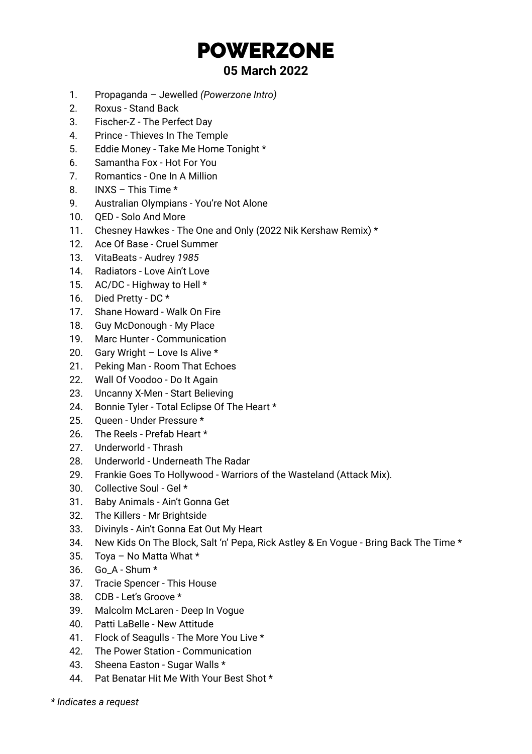# POWERZONE

## 05 March 2022

1. Propaganda – Jewelled *(Powerzone Intro)*
2. Roxus - Stand Back
3. Fischer-Z - The Perfect Day
4. Prince - Thieves In The Temple
5. Eddie Money - Take Me Home Tonight *
6. Samantha Fox - Hot For You
7. Romantics - One In A Million
8. INXS – This Time *
9. Australian Olympians - You're Not Alone
10. QED - Solo And More
11. Chesney Hawkes - The One and Only (2022 Nik Kershaw Remix) *
12. Ace Of Base - Cruel Summer
13. VitaBeats - Audrey *1985*
14. Radiators - Love Ain't Love
15. AC/DC - Highway to Hell *
16. Died Pretty - DC *
17. Shane Howard - Walk On Fire
18. Guy McDonough - My Place
19. Marc Hunter - Communication
20. Gary Wright – Love Is Alive *
21. Peking Man - Room That Echoes
22. Wall Of Voodoo - Do It Again
23. Uncanny X-Men - Start Believing
24. Bonnie Tyler - Total Eclipse Of The Heart *
25. Queen - Under Pressure *
26. The Reels - Prefab Heart *
27. Underworld - Thrash
28. Underworld - Underneath The Radar
29. Frankie Goes To Hollywood - Warriors of the Wasteland (Attack Mix).
30. Collective Soul - Gel *
31. Baby Animals - Ain't Gonna Get
32. The Killers - Mr Brightside
33. Divinyls - Ain't Gonna Eat Out My Heart
34. New Kids On The Block, Salt 'n' Pepa, Rick Astley & En Vogue - Bring Back The Time *
35. Toya – No Matta What *
36. Go_A - Shum *
37. Tracie Spencer - This House
38. CDB - Let's Groove *
39. Malcolm McLaren - Deep In Vogue
40. Patti LaBelle - New Attitude
41. Flock of Seagulls - The More You Live *
42. The Power Station - Communication
43. Sheena Easton - Sugar Walls *
44. Pat Benatar Hit Me With Your Best Shot *

*\* Indicates a request*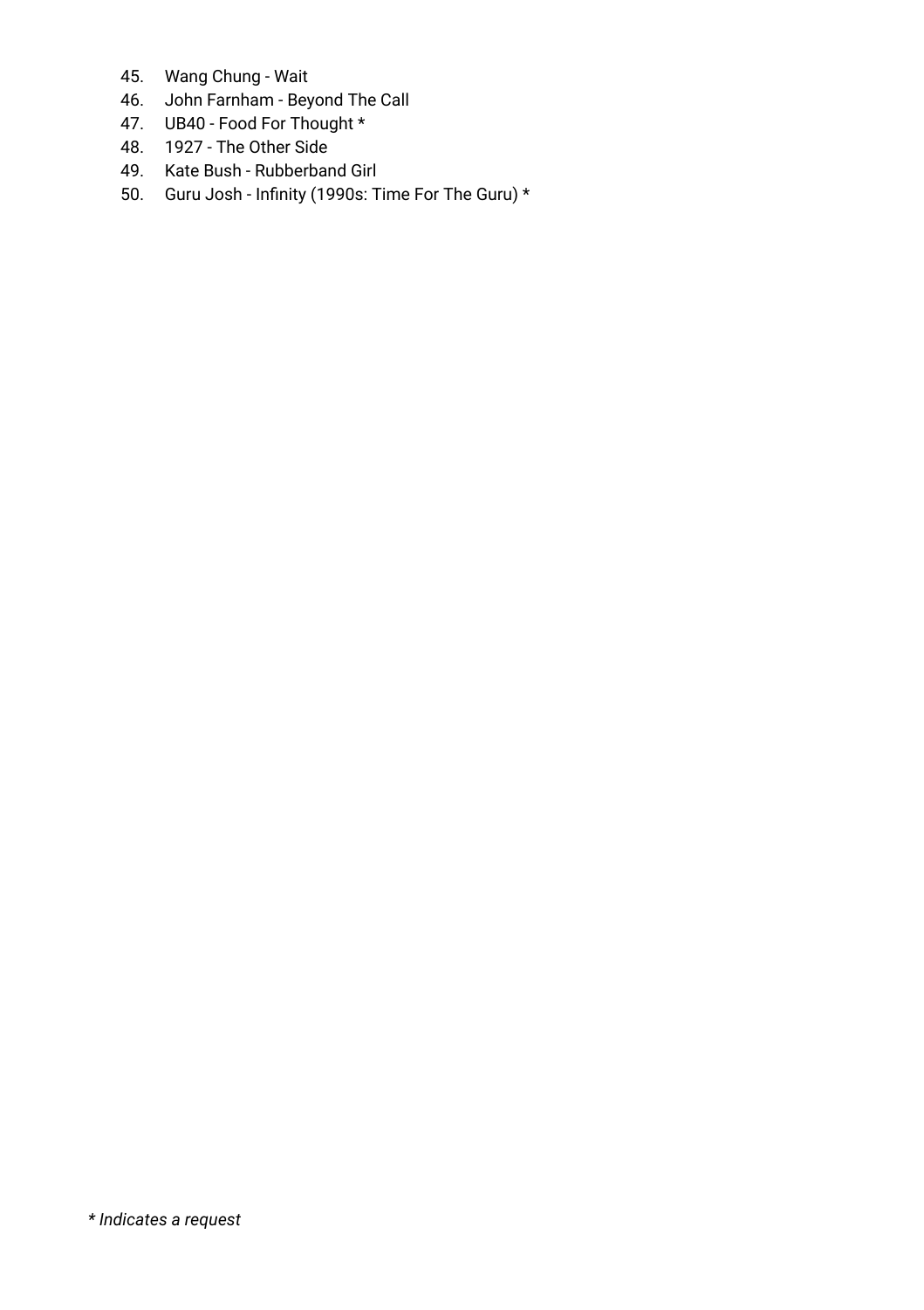45. Wang Chung - Wait
46. John Farnham - Beyond The Call
47. UB40 - Food For Thought *
48. 1927 - The Other Side
49. Kate Bush - Rubberband Girl
50. Guru Josh - Infinity (1990s: Time For The Guru) *

*\* Indicates a request*